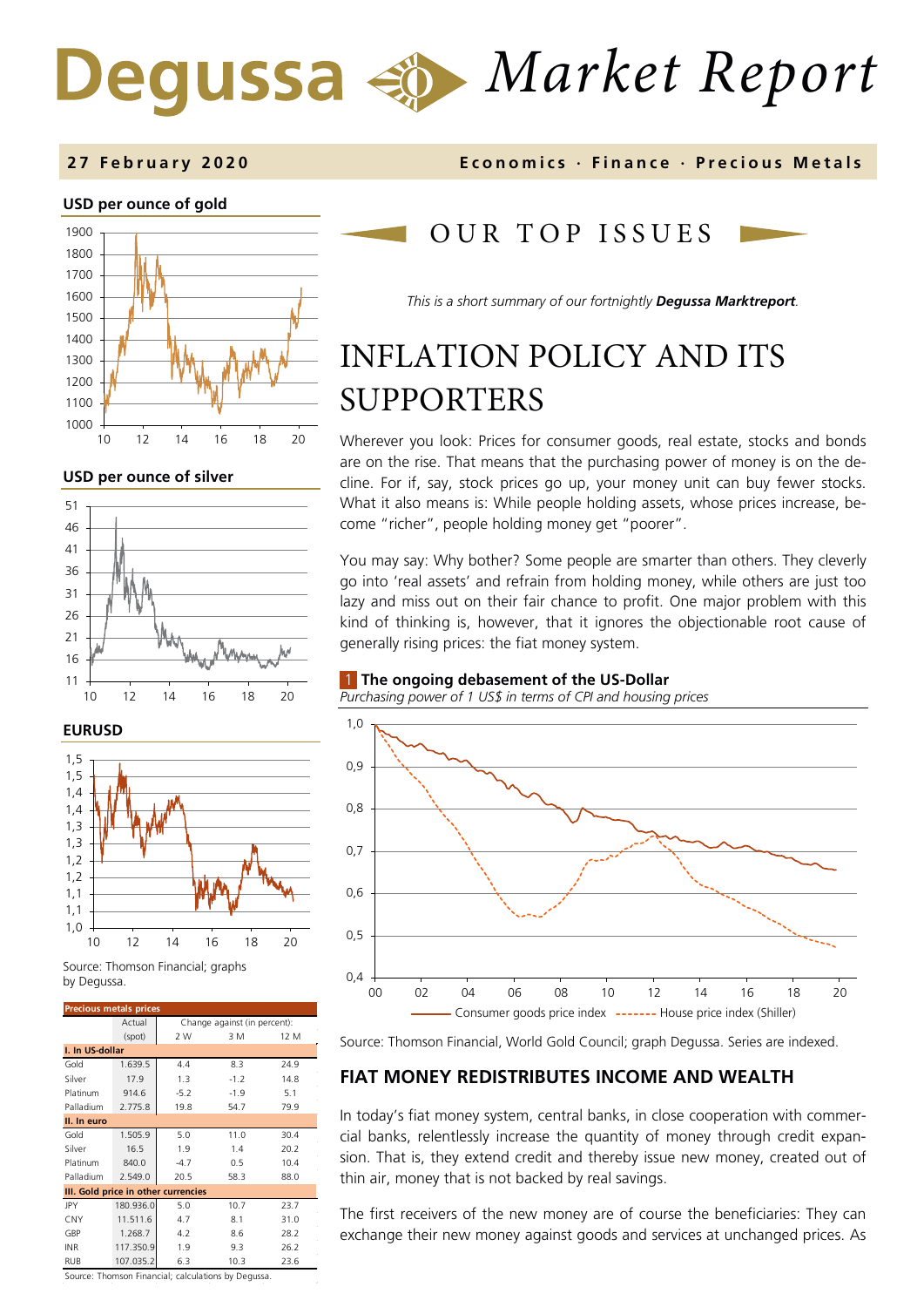# Degussa Market Report

**27 February 2020** — Economics · Finance · Precious Metals

**USD per ounce of gold**

**USD per ounce of silver**

**EURUSD**

Source: Thomson Financial; graphs by Degussa.

| Precious metals prices | Actual (spot) | Change against (in percent): 2 W | 3 M | 12 M |
|---|---|---|---|---|
| **I. In US-dollar** | | | | |
| Gold | 1.639,5 | 4.4 | 8.3 | 24.9 |
| Silver | 17.9 | 1.3 | -1.2 | 14.8 |
| Platinum | 914.6 | -5.2 | -1.9 | 5.1 |
| Palladium | 2.775.8 | 19.8 | 54.7 | 79.9 |
| **II. In euro** | | | | |
| Gold | 1.505.9 | 5.0 | 11.0 | 30.4 |
| Silver | 16.5 | 1.9 | 1.4 | 20.2 |
| Platinum | 840.0 | -4.7 | 0.5 | 10.4 |
| Palladium | 2.549.0 | 20.5 | 58.3 | 88.0 |
| **III. Gold price in other currencies** | | | | |
| JPY | 180.936.0 | 5.0 | 10.7 | 23.7 |
| CNY | 11.511.6 | 4.7 | 8.1 | 31.0 |
| GBP | 1.268.7 | 4.2 | 8.6 | 28.2 |
| INR | 117.350.9 | 1.9 | 9.3 | 26.2 |
| RUB | 107.035.2 | 6.3 | 10.3 | 23.6 |

Source: Thomson Financial; calculations by Degussa.

## OUR TOP ISSUES

*This is a short summary of our fortnightly **Degussa Marktreport**.*

# INFLATION POLICY AND ITS SUPPORTERS

Wherever you look: Prices for consumer goods, real estate, stocks and bonds are on the rise. That means that the purchasing power of money is on the decline. For if, say, stock prices go up, your money unit can buy fewer stocks. What it also means is: While people holding assets, whose prices increase, become "richer", people holding money get "poorer".

You may say: Why bother? Some people are smarter than others. They cleverly go into 'real assets' and refrain from holding money, while others are just too lazy and miss out on their fair chance to profit. One major problem with this kind of thinking is, however, that it ignores the objectionable root cause of generally rising prices: the fiat money system.

**1 The ongoing debasement of the US-Dollar**
*Purchasing power of 1 US$ in terms of CPI and housing prices*

Consumer goods price index; House price index (Shiller)

Source: Thomson Financial, World Gold Council; graph Degussa. Series are indexed.

## FIAT MONEY REDISTRIBUTES INCOME AND WEALTH

In today's fiat money system, central banks, in close cooperation with commercial banks, relentlessly increase the quantity of money through credit expansion. That is, they extend credit and thereby issue new money, created out of thin air, money that is not backed by real savings.

The first receivers of the new money are of course the beneficiaries: They can exchange their new money against goods and services at unchanged prices. As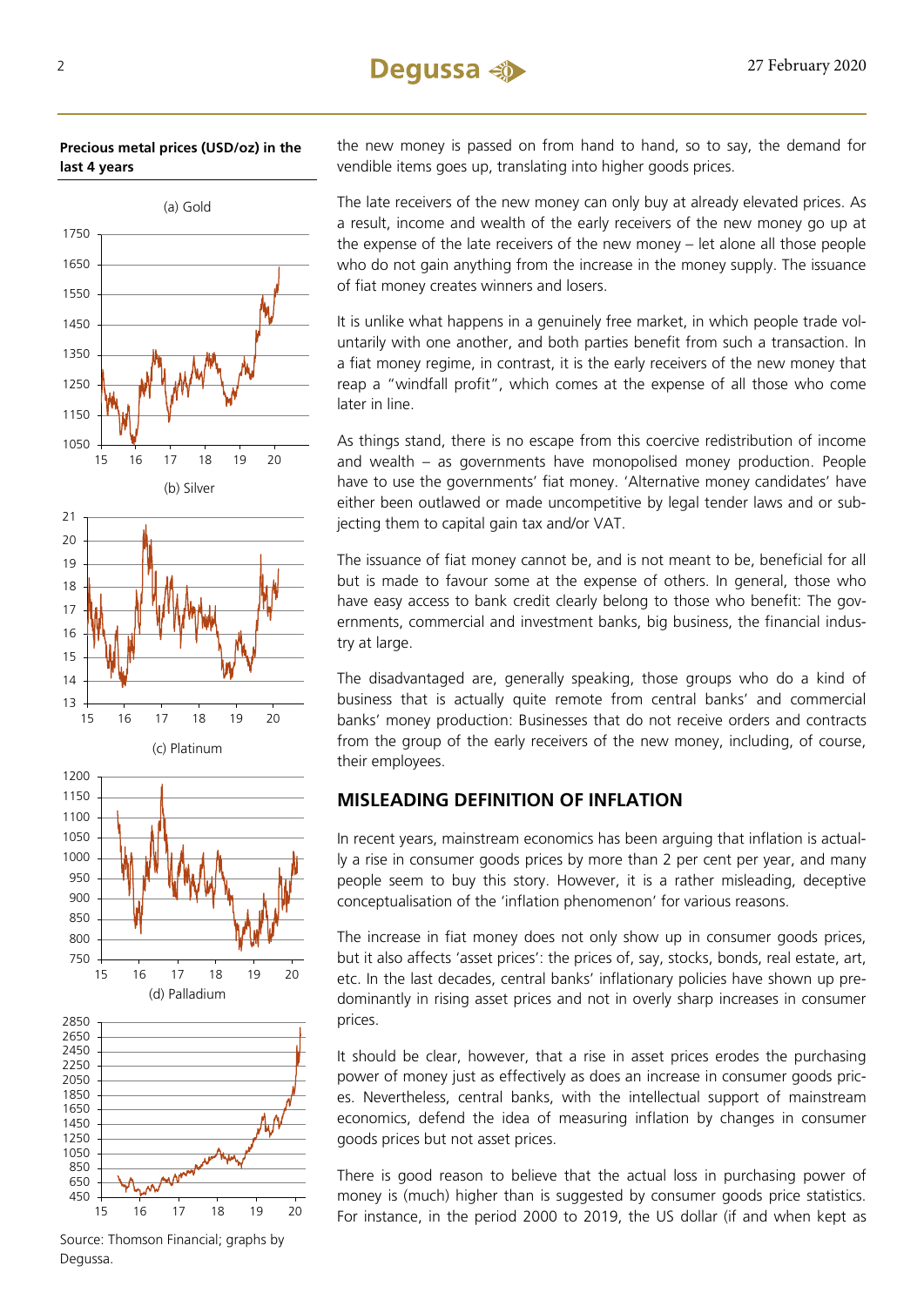**Precious metal prices (USD/oz) in the last 4 years**

(a) Gold

(b) Silver

(c) Platinum

(d) Palladium

Source: Thomson Financial; graphs by Degussa.

the new money is passed on from hand to hand, so to say, the demand for vendible items goes up, translating into higher goods prices.

The late receivers of the new money can only buy at already elevated prices. As a result, income and wealth of the early receivers of the new money go up at the expense of the late receivers of the new money – let alone all those people who do not gain anything from the increase in the money supply. The issuance of fiat money creates winners and losers.

It is unlike what happens in a genuinely free market, in which people trade voluntarily with one another, and both parties benefit from such a transaction. In a fiat money regime, in contrast, it is the early receivers of the new money that reap a "windfall profit", which comes at the expense of all those who come later in line.

As things stand, there is no escape from this coercive redistribution of income and wealth – as governments have monopolised money production. People have to use the governments' fiat money. 'Alternative money candidates' have either been outlawed or made uncompetitive by legal tender laws and or subjecting them to capital gain tax and/or VAT.

The issuance of fiat money cannot be, and is not meant to be, beneficial for all but is made to favour some at the expense of others. In general, those who have easy access to bank credit clearly belong to those who benefit: The governments, commercial and investment banks, big business, the financial industry at large.

The disadvantaged are, generally speaking, those groups who do a kind of business that is actually quite remote from central banks' and commercial banks' money production: Businesses that do not receive orders and contracts from the group of the early receivers of the new money, including, of course, their employees.

## MISLEADING DEFINITION OF INFLATION

In recent years, mainstream economics has been arguing that inflation is actually a rise in consumer goods prices by more than 2 per cent per year, and many people seem to buy this story. However, it is a rather misleading, deceptive conceptualisation of the 'inflation phenomenon' for various reasons.

The increase in fiat money does not only show up in consumer goods prices, but it also affects 'asset prices': the prices of, say, stocks, bonds, real estate, art, etc. In the last decades, central banks' inflationary policies have shown up predominantly in rising asset prices and not in overly sharp increases in consumer prices.

It should be clear, however, that a rise in asset prices erodes the purchasing power of money just as effectively as does an increase in consumer goods prices. Nevertheless, central banks, with the intellectual support of mainstream economics, defend the idea of measuring inflation by changes in consumer goods prices but not asset prices.

There is good reason to believe that the actual loss in purchasing power of money is (much) higher than is suggested by consumer goods price statistics. For instance, in the period 2000 to 2019, the US dollar (if and when kept as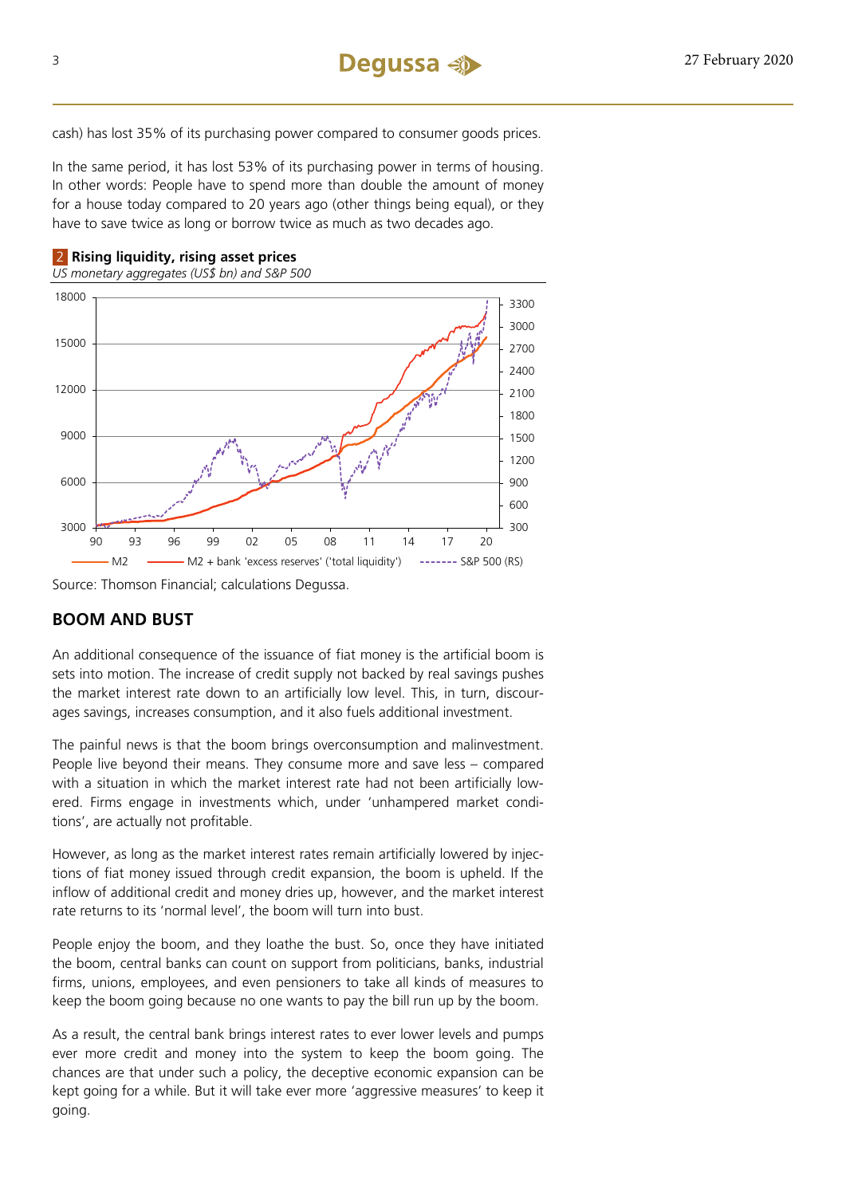cash) has lost 35% of its purchasing power compared to consumer goods prices.

In the same period, it has lost 53% of its purchasing power in terms of housing. In other words: People have to spend more than double the amount of money for a house today compared to 20 years ago (other things being equal), or they have to save twice as long or borrow twice as much as two decades ago.

**2 Rising liquidity, rising asset prices**

*US monetary aggregates (US$ bn) and S&P 500*

Source: Thomson Financial; calculations Degussa.

## BOOM AND BUST

An additional consequence of the issuance of fiat money is the artificial boom is sets into motion. The increase of credit supply not backed by real savings pushes the market interest rate down to an artificially low level. This, in turn, discourages savings, increases consumption, and it also fuels additional investment.

The painful news is that the boom brings overconsumption and malinvestment. People live beyond their means. They consume more and save less – compared with a situation in which the market interest rate had not been artificially lowered. Firms engage in investments which, under 'unhampered market conditions', are actually not profitable.

However, as long as the market interest rates remain artificially lowered by injections of fiat money issued through credit expansion, the boom is upheld. If the inflow of additional credit and money dries up, however, and the market interest rate returns to its 'normal level', the boom will turn into bust.

People enjoy the boom, and they loathe the bust. So, once they have initiated the boom, central banks can count on support from politicians, banks, industrial firms, unions, employees, and even pensioners to take all kinds of measures to keep the boom going because no one wants to pay the bill run up by the boom.

As a result, the central bank brings interest rates to ever lower levels and pumps ever more credit and money into the system to keep the boom going. The chances are that under such a policy, the deceptive economic expansion can be kept going for a while. But it will take ever more 'aggressive measures' to keep it going.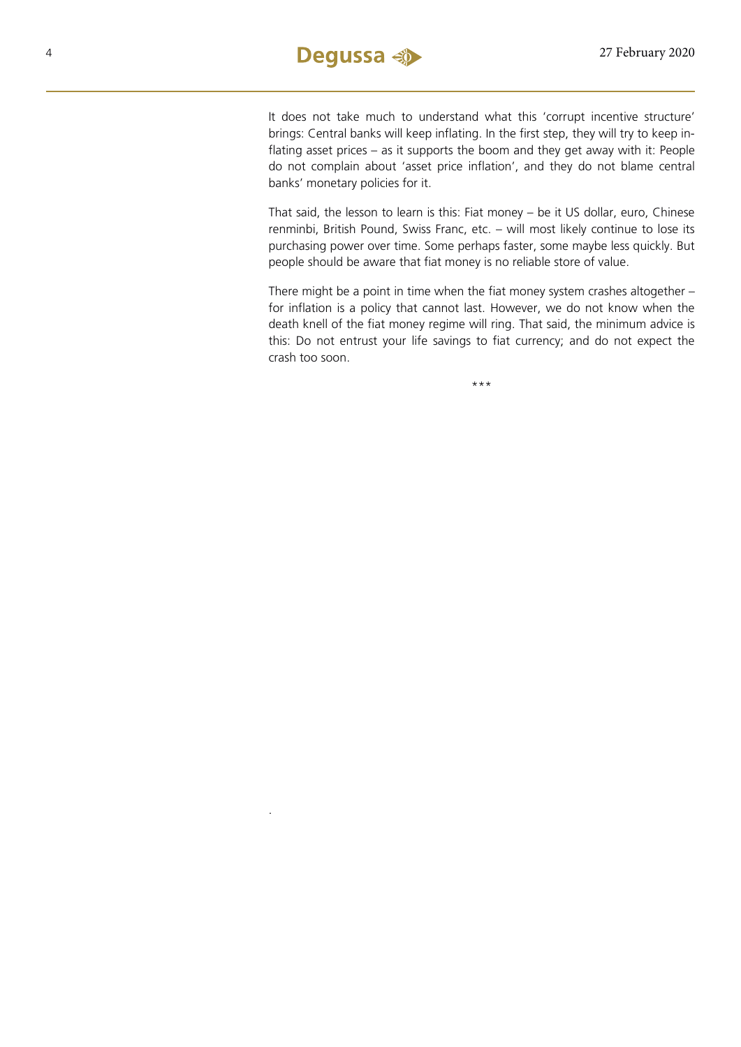It does not take much to understand what this 'corrupt incentive structure' brings: Central banks will keep inflating. In the first step, they will try to keep inflating asset prices – as it supports the boom and they get away with it: People do not complain about 'asset price inflation', and they do not blame central banks' monetary policies for it.

That said, the lesson to learn is this: Fiat money – be it US dollar, euro, Chinese renminbi, British Pound, Swiss Franc, etc. – will most likely continue to lose its purchasing power over time. Some perhaps faster, some maybe less quickly. But people should be aware that fiat money is no reliable store of value.

There might be a point in time when the fiat money system crashes altogether – for inflation is a policy that cannot last. However, we do not know when the death knell of the fiat money regime will ring. That said, the minimum advice is this: Do not entrust your life savings to fiat currency; and do not expect the crash too soon.

***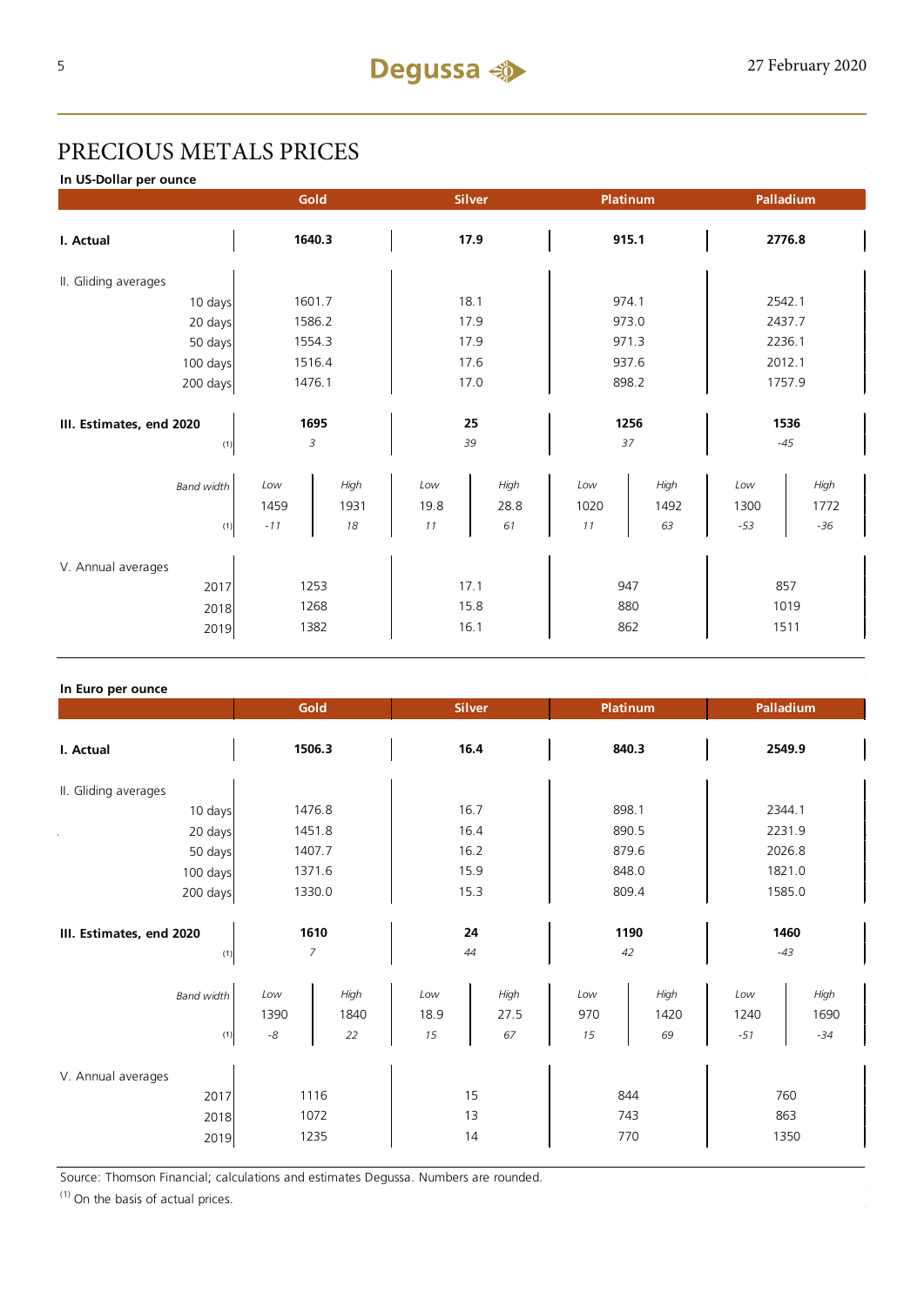# PRECIOUS METALS PRICES

**In US-Dollar per ounce**

| | Gold | | Silver | | Platinum | | Palladium | |
|---|---|---|---|---|---|---|---|---|
| **I. Actual** | **1640.3** | | **17.9** | | **915.1** | | **2776.8** | |
| II. Gliding averages | | | | | | | | |
| 10 days | 1601.7 | | 18.1 | | 974.1 | | 2542.1 | |
| 20 days | 1586.2 | | 17.9 | | 973.0 | | 2437.7 | |
| 50 days | 1554.3 | | 17.9 | | 971.3 | | 2236.1 | |
| 100 days | 1516.4 | | 17.6 | | 937.6 | | 2012.1 | |
| 200 days | 1476.1 | | 17.0 | | 898.2 | | 1757.9 | |
| **III. Estimates, end 2020** | **1695** | | **25** | | **1256** | | **1536** | |
| (1) | *3* | | *39* | | *37* | | *-45* | |
| *Band width* | *Low* | *High* | *Low* | *High* | *Low* | *High* | *Low* | *High* |
| | 1459 | 1931 | 19.8 | 28.8 | 1020 | 1492 | 1300 | 1772 |
| (1) | *-11* | *18* | *11* | *61* | *11* | *63* | *-53* | *-36* |
| V. Annual averages | | | | | | | | |
| 2017 | 1253 | | 17.1 | | 947 | | 857 | |
| 2018 | 1268 | | 15.8 | | 880 | | 1019 | |
| 2019 | 1382 | | 16.1 | | 862 | | 1511 | |

**In Euro per ounce**

| | Gold | | Silver | | Platinum | | Palladium | |
|---|---|---|---|---|---|---|---|---|
| **I. Actual** | **1506.3** | | **16.4** | | **840.3** | | **2549.9** | |
| II. Gliding averages | | | | | | | | |
| 10 days | 1476.8 | | 16.7 | | 898.1 | | 2344.1 | |
| 20 days | 1451.8 | | 16.4 | | 890.5 | | 2231.9 | |
| 50 days | 1407.7 | | 16.2 | | 879.6 | | 2026.8 | |
| 100 days | 1371.6 | | 15.9 | | 848.0 | | 1821.0 | |
| 200 days | 1330.0 | | 15.3 | | 809.4 | | 1585.0 | |
| **III. Estimates, end 2020** | **1610** | | **24** | | **1190** | | **1460** | |
| (1) | *7* | | *44* | | *42* | | *-43* | |
| *Band width* | *Low* | *High* | *Low* | *High* | *Low* | *High* | *Low* | *High* |
| | 1390 | 1840 | 18.9 | 27.5 | 970 | 1420 | 1240 | 1690 |
| (1) | *-8* | *22* | *15* | *67* | *15* | *69* | *-51* | *-34* |
| V. Annual averages | | | | | | | | |
| 2017 | 1116 | | 15 | | 844 | | 760 | |
| 2018 | 1072 | | 13 | | 743 | | 863 | |
| 2019 | 1235 | | 14 | | 770 | | 1350 | |

Source: Thomson Financial; calculations and estimates Degussa. Numbers are rounded.

(1) On the basis of actual prices.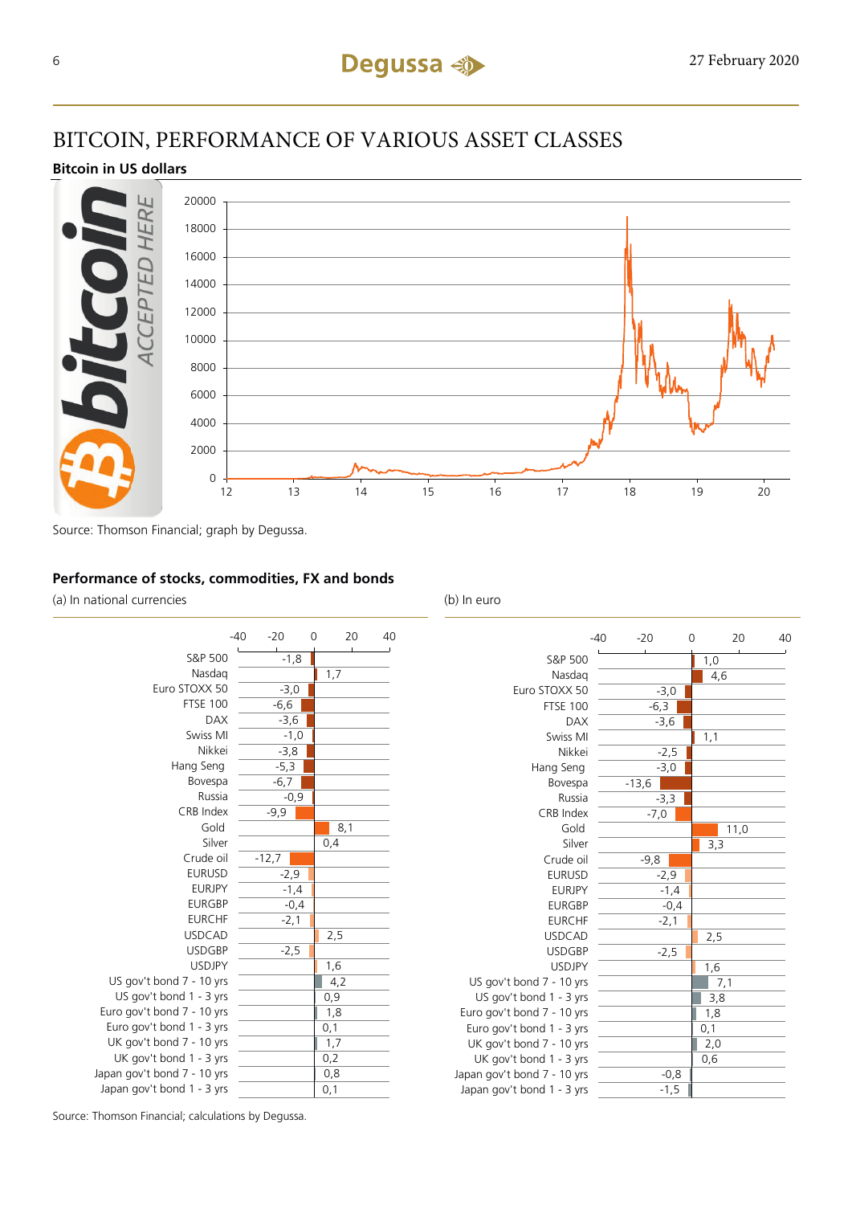# BITCOIN, PERFORMANCE OF VARIOUS ASSET CLASSES

### Bitcoin in US dollars

Source: Thomson Financial; graph by Degussa.

### Performance of stocks, commodities, FX and bonds

| | (a) In national currencies | (b) In euro |
|---|---|---|
| S&P 500 | -1,8 | 1,0 |
| Nasdaq | 1,7 | 4,6 |
| Euro STOXX 50 | -3,0 | -3,0 |
| FTSE 100 | -6,6 | -6,3 |
| DAX | -3,6 | -3,6 |
| Swiss MI | -1,0 | 1,1 |
| Nikkei | -3,8 | -2,5 |
| Hang Seng | -5,3 | -3,0 |
| Bovespa | -6,7 | -13,6 |
| Russia | -0,9 | -3,3 |
| CRB Index | -9,9 | -7,0 |
| Gold | 8,1 | 11,0 |
| Silver | 0,4 | 3,3 |
| Crude oil | -12,7 | -9,8 |
| EURUSD | -2,9 | -2,9 |
| EURJPY | -1,4 | -1,4 |
| EURGBP | -0,4 | -0,4 |
| EURCHF | -2,1 | -2,1 |
| USDCAD | 2,5 | 2,5 |
| USDGBP | -2,5 | -2,5 |
| USDJPY | 1,6 | 1,6 |
| US gov't bond 7 - 10 yrs | 4,2 | 7,1 |
| US gov't bond 1 - 3 yrs | 0,9 | 3,8 |
| Euro gov't bond 7 - 10 yrs | 1,8 | 1,8 |
| Euro gov't bond 1 - 3 yrs | 0,1 | 0,1 |
| UK gov't bond 7 - 10 yrs | 1,7 | 2,0 |
| UK gov't bond 1 - 3 yrs | 0,2 | 0,6 |
| Japan gov't bond 7 - 10 yrs | 0,8 | -0,8 |
| Japan gov't bond 1 - 3 yrs | 0,1 | -1,5 |

Source: Thomson Financial; calculations by Degussa.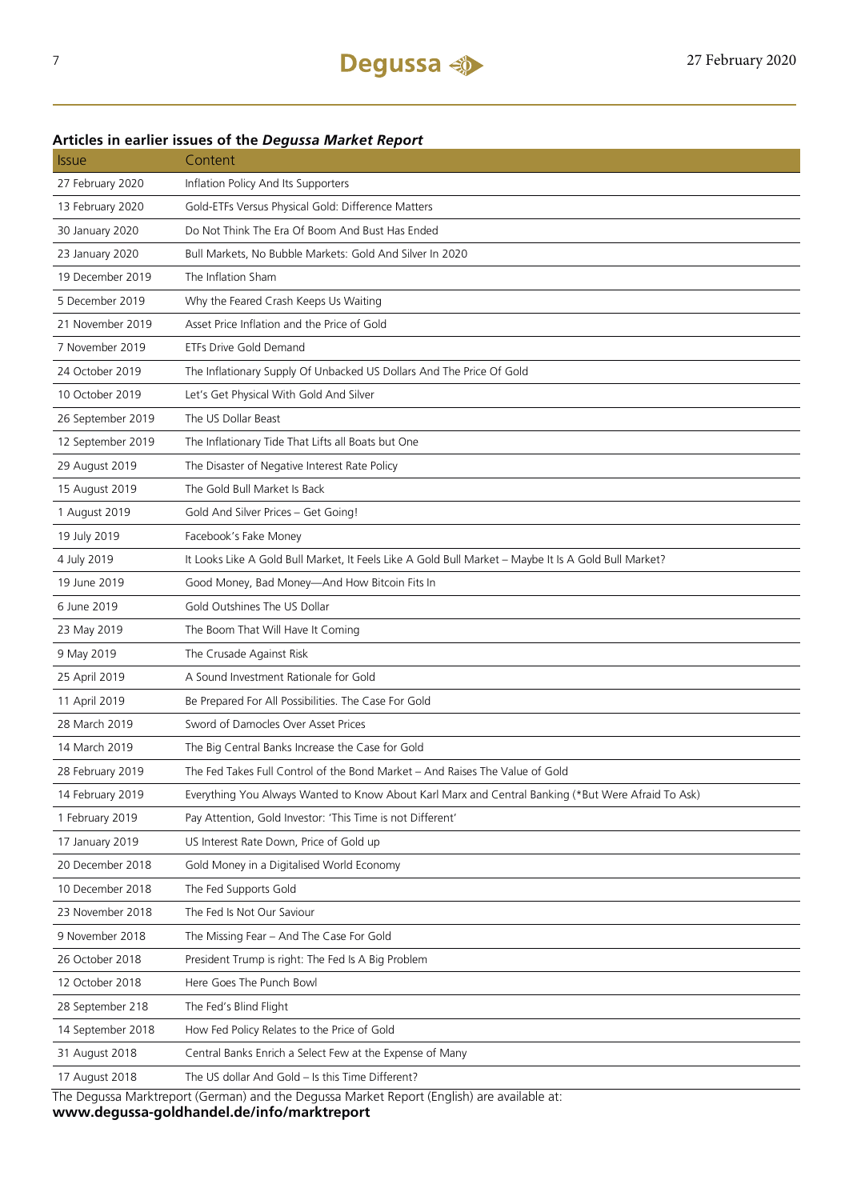**Articles in earlier issues of the *Degussa Market Report***

| Issue | Content |
|---|---|
| 27 February 2020 | Inflation Policy And Its Supporters |
| 13 February 2020 | Gold-ETFs Versus Physical Gold: Difference Matters |
| 30 January 2020 | Do Not Think The Era Of Boom And Bust Has Ended |
| 23 January 2020 | Bull Markets, No Bubble Markets: Gold And Silver In 2020 |
| 19 December 2019 | The Inflation Sham |
| 5 December 2019 | Why the Feared Crash Keeps Us Waiting |
| 21 November 2019 | Asset Price Inflation and the Price of Gold |
| 7 November 2019 | ETFs Drive Gold Demand |
| 24 October 2019 | The Inflationary Supply Of Unbacked US Dollars And The Price Of Gold |
| 10 October 2019 | Let's Get Physical With Gold And Silver |
| 26 September 2019 | The US Dollar Beast |
| 12 September 2019 | The Inflationary Tide That Lifts all Boats but One |
| 29 August 2019 | The Disaster of Negative Interest Rate Policy |
| 15 August 2019 | The Gold Bull Market Is Back |
| 1 August 2019 | Gold And Silver Prices – Get Going! |
| 19 July 2019 | Facebook's Fake Money |
| 4 July 2019 | It Looks Like A Gold Bull Market, It Feels Like A Gold Bull Market – Maybe It Is A Gold Bull Market? |
| 19 June 2019 | Good Money, Bad Money—And How Bitcoin Fits In |
| 6 June 2019 | Gold Outshines The US Dollar |
| 23 May 2019 | The Boom That Will Have It Coming |
| 9 May 2019 | The Crusade Against Risk |
| 25 April 2019 | A Sound Investment Rationale for Gold |
| 11 April 2019 | Be Prepared For All Possibilities. The Case For Gold |
| 28 March 2019 | Sword of Damocles Over Asset Prices |
| 14 March 2019 | The Big Central Banks Increase the Case for Gold |
| 28 February 2019 | The Fed Takes Full Control of the Bond Market – And Raises The Value of Gold |
| 14 February 2019 | Everything You Always Wanted to Know About Karl Marx and Central Banking (*But Were Afraid To Ask) |
| 1 February 2019 | Pay Attention, Gold Investor: 'This Time is not Different' |
| 17 January 2019 | US Interest Rate Down, Price of Gold up |
| 20 December 2018 | Gold Money in a Digitalised World Economy |
| 10 December 2018 | The Fed Supports Gold |
| 23 November 2018 | The Fed Is Not Our Saviour |
| 9 November 2018 | The Missing Fear – And The Case For Gold |
| 26 October 2018 | President Trump is right: The Fed Is A Big Problem |
| 12 October 2018 | Here Goes The Punch Bowl |
| 28 September 218 | The Fed's Blind Flight |
| 14 September 2018 | How Fed Policy Relates to the Price of Gold |
| 31 August 2018 | Central Banks Enrich a Select Few at the Expense of Many |
| 17 August 2018 | The US dollar And Gold – Is this Time Different? |

The Degussa Marktreport (German) and the Degussa Market Report (English) are available at:
**www.degussa-goldhandel.de/info/marktreport**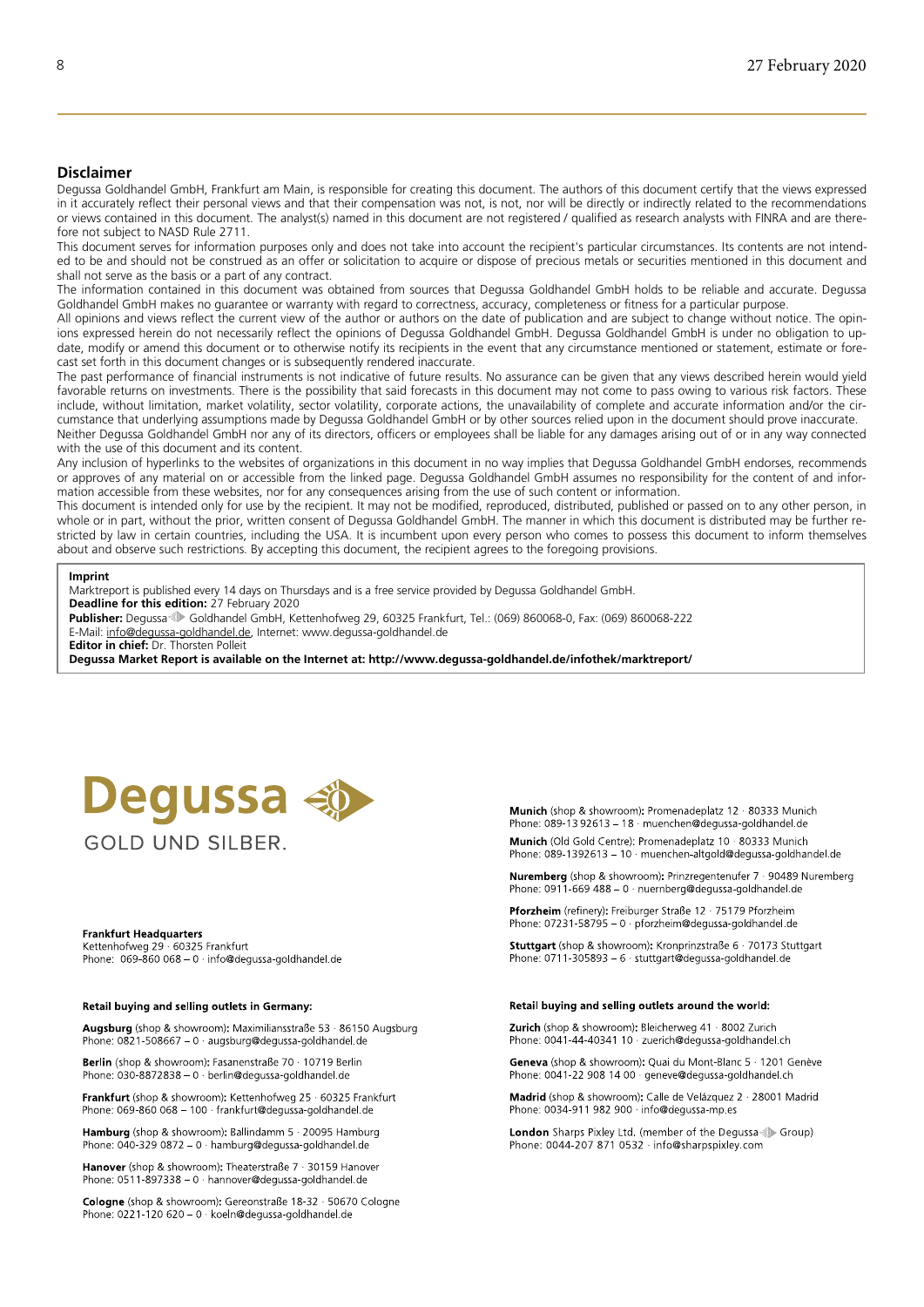## Disclaimer

Degussa Goldhandel GmbH, Frankfurt am Main, is responsible for creating this document. The authors of this document certify that the views expressed in it accurately reflect their personal views and that their compensation was not, is not, nor will be directly or indirectly related to the recommendations or views contained in this document. The analyst(s) named in this document are not registered / qualified as research analysts with FINRA and are therefore not subject to NASD Rule 2711.

This document serves for information purposes only and does not take into account the recipient's particular circumstances. Its contents are not intended to be and should not be construed as an offer or solicitation to acquire or dispose of precious metals or securities mentioned in this document and shall not serve as the basis or a part of any contract.

The information contained in this document was obtained from sources that Degussa Goldhandel GmbH holds to be reliable and accurate. Degussa Goldhandel GmbH makes no guarantee or warranty with regard to correctness, accuracy, completeness or fitness for a particular purpose.

All opinions and views reflect the current view of the author or authors on the date of publication and are subject to change without notice. The opinions expressed herein do not necessarily reflect the opinions of Degussa Goldhandel GmbH. Degussa Goldhandel GmbH is under no obligation to update, modify or amend this document or to otherwise notify its recipients in the event that any circumstance mentioned or statement, estimate or forecast set forth in this document changes or is subsequently rendered inaccurate.

The past performance of financial instruments is not indicative of future results. No assurance can be given that any views described herein would yield favorable returns on investments. There is the possibility that said forecasts in this document may not come to pass owing to various risk factors. These include, without limitation, market volatility, sector volatility, corporate actions, the unavailability of complete and accurate information and/or the circumstance that underlying assumptions made by Degussa Goldhandel GmbH or by other sources relied upon in the document should prove inaccurate.

Neither Degussa Goldhandel GmbH nor any of its directors, officers or employees shall be liable for any damages arising out of or in any way connected with the use of this document and its content.

Any inclusion of hyperlinks to the websites of organizations in this document in no way implies that Degussa Goldhandel GmbH endorses, recommends or approves of any material on or accessible from the linked page. Degussa Goldhandel GmbH assumes no responsibility for the content of and information accessible from these websites, nor for any consequences arising from the use of such content or information.

This document is intended only for use by the recipient. It may not be modified, reproduced, distributed, published or passed on to any other person, in whole or in part, without the prior, written consent of Degussa Goldhandel GmbH. The manner in which this document is distributed may be further restricted by law in certain countries, including the USA. It is incumbent upon every person who comes to possess this document to inform themselves about and observe such restrictions. By accepting this document, the recipient agrees to the foregoing provisions.

**Imprint**

Marktreport is published every 14 days on Thursdays and is a free service provided by Degussa Goldhandel GmbH.

**Deadline for this edition:** 27 February 2020

**Publisher:** Degussa Goldhandel GmbH, Kettenhofweg 29, 60325 Frankfurt, Tel.: (069) 860068-0, Fax: (069) 860068-222

E-Mail: info@degussa-goldhandel.de, Internet: www.degussa-goldhandel.de

**Editor in chief:** Dr. Thorsten Polleit

**Degussa Market Report is available on the Internet at: http://www.degussa-goldhandel.de/infothek/marktreport/**

Degussa
GOLD UND SILBER.

**Frankfurt Headquarters**
Kettenhofweg 29 · 60325 Frankfurt
Phone: 069-860 068 – 0 · info@degussa-goldhandel.de

**Retail buying and selling outlets in Germany:**

**Augsburg** (shop & showroom): Maximiliansstraße 53 · 86150 Augsburg
Phone: 0821-508667 – 0 · augsburg@degussa-goldhandel.de

**Berlin** (shop & showroom): Fasanenstraße 70 · 10719 Berlin
Phone: 030-8872838 – 0 · berlin@degussa-goldhandel.de

**Frankfurt** (shop & showroom): Kettenhofweg 25 · 60325 Frankfurt
Phone: 069-860 068 – 100 · frankfurt@degussa-goldhandel.de

**Hamburg** (shop & showroom): Ballindamm 5 · 20095 Hamburg
Phone: 040-329 0872 – 0 · hamburg@degussa-goldhandel.de

**Hanover** (shop & showroom): Theaterstraße 7 · 30159 Hanover
Phone: 0511-897338 – 0 · hannover@degussa-goldhandel.de

**Cologne** (shop & showroom): Gereonstraße 18-32 · 50670 Cologne
Phone: 0221-120 620 – 0 · koeln@degussa-goldhandel.de

**Munich** (shop & showroom): Promenadeplatz 12 · 80333 Munich
Phone: 089-13 92613 – 18 · muenchen@degussa-goldhandel.de

**Munich** (Old Gold Centre): Promenadeplatz 10 · 80333 Munich
Phone: 089-1392613 – 10 · muenchen-altgold@degussa-goldhandel.de

**Nuremberg** (shop & showroom): Prinzregentenufer 7 · 90489 Nuremberg
Phone: 0911-669 488 – 0 · nuernberg@degussa-goldhandel.de

**Pforzheim** (refinery): Freiburger Straße 12 · 75179 Pforzheim
Phone: 07231-58795 – 0 · pforzheim@degussa-goldhandel.de

**Stuttgart** (shop & showroom): Kronprinzstraße 6 · 70173 Stuttgart
Phone: 0711-305893 – 6 · stuttgart@degussa-goldhandel.de

**Retail buying and selling outlets around the world:**

**Zurich** (shop & showroom): Bleicherweg 41 · 8002 Zurich
Phone: 0041-44-40341 10 · zuerich@degussa-goldhandel.ch

**Geneva** (shop & showroom): Quai du Mont-Blanc 5 · 1201 Genève
Phone: 0041-22 908 14 00 · geneve@degussa-goldhandel.ch

**Madrid** (shop & showroom): Calle de Velázquez 2 · 28001 Madrid
Phone: 0034-911 982 900 · info@degussa-mp.es

**London** Sharps Pixley Ltd. (member of the Degussa Group)
Phone: 0044-207 871 0532 · info@sharpspixley.com